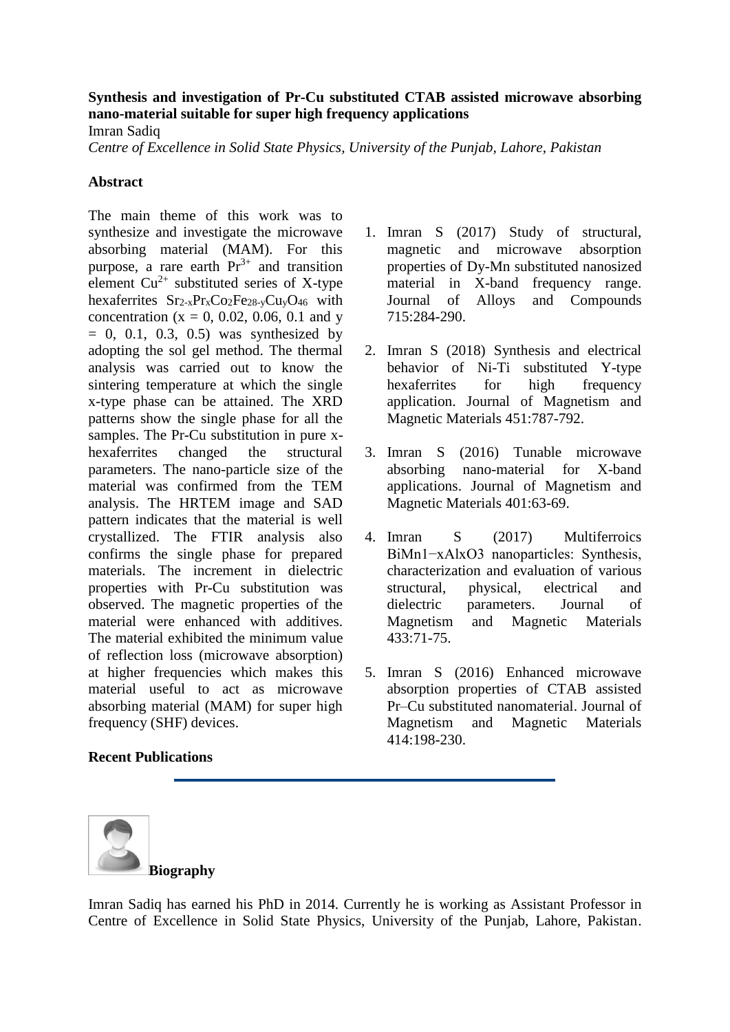**Synthesis and investigation of Pr-Cu substituted CTAB assisted microwave absorbing nano-material suitable for super high frequency applications**

Imran Sadiq

*Centre of Excellence in Solid State Physics, University of the Punjab, Lahore, Pakistan*

## Abstract

The main theme of this work was to synthesize and investigate the microwave absorbing material (MAM). For this purpose, a rare earth $Pr^{3+}$ and transition element $Cu^{2+}$ substituted series of X-type hexaferrites $Sr_{2-x}Pr_xCo_2Fe_{28-y}Cu_yO_{46}$ with concentration ($x = 0$, 0.02, 0.06, 0.1 and $y = 0$, 0.1, 0.3, 0.5) was synthesized by adopting the sol gel method. The thermal analysis was carried out to know the sintering temperature at which the single x-type phase can be attained. The XRD patterns show the single phase for all the samples. The Pr-Cu substitution in pure x-hexaferrites changed the structural parameters. The nano-particle size of the material was confirmed from the TEM analysis. The HRTEM image and SAD pattern indicates that the material is well crystallized. The FTIR analysis also confirms the single phase for prepared materials. The increment in dielectric properties with Pr-Cu substitution was observed. The magnetic properties of the material were enhanced with additives. The material exhibited the minimum value of reflection loss (microwave absorption) at higher frequencies which makes this material useful to act as microwave absorbing material (MAM) for super high frequency (SHF) devices.

## Recent Publications

1. Imran S (2017) Study of structural, magnetic and microwave absorption properties of Dy-Mn substituted nanosized material in X-band frequency range. Journal of Alloys and Compounds 715:284-290.
2. Imran S (2018) Synthesis and electrical behavior of Ni-Ti substituted Y-type hexaferrites for high frequency application. Journal of Magnetism and Magnetic Materials 451:787-792.
3. Imran S (2016) Tunable microwave absorbing nano-material for X-band applications. Journal of Magnetism and Magnetic Materials 401:63-69.
4. Imran S (2017) Multiferroics $BiMn_{1-x}Al_xO_3$ nanoparticles: Synthesis, characterization and evaluation of various structural, physical, electrical and dielectric parameters. Journal of Magnetism and Magnetic Materials 433:71-75.
5. Imran S (2016) Enhanced microwave absorption properties of CTAB assisted Pr–Cu substituted nanomaterial. Journal of Magnetism and Magnetic Materials 414:198-230.

## Biography

Imran Sadiq has earned his PhD in 2014. Currently he is working as Assistant Professor in Centre of Excellence in Solid State Physics, University of the Punjab, Lahore, Pakistan.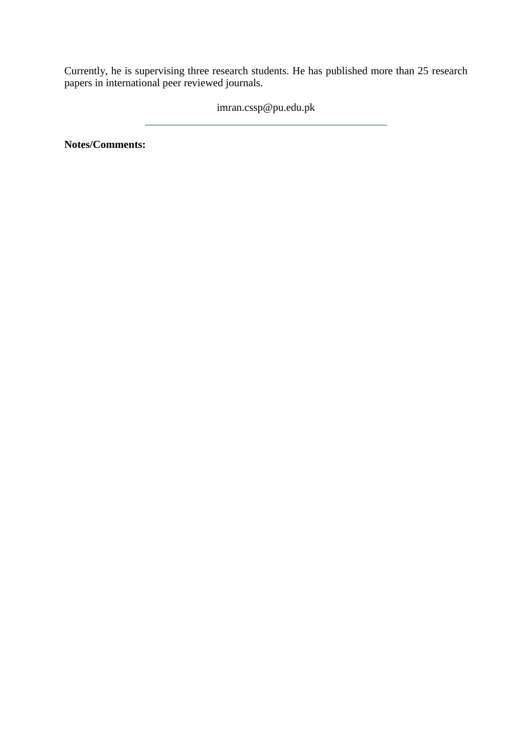Currently, he is supervising three research students. He has published more than 25 research papers in international peer reviewed journals.

imran.cssp@pu.edu.pk

---

**Notes/Comments:**